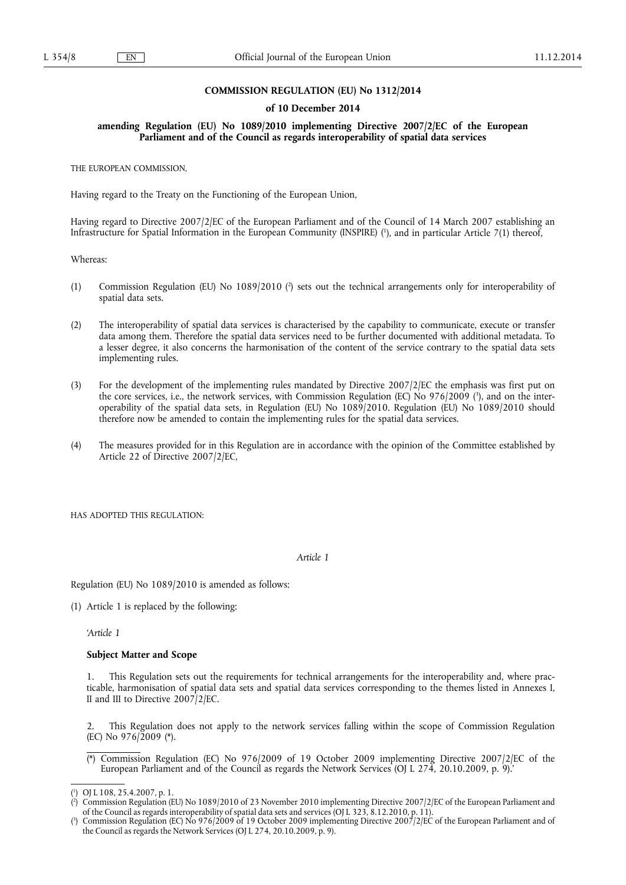**COMMISSION REGULATION (EU) No 1312/2014**

**of 10 December 2014**

**amending Regulation (EU) No 1089/2010 implementing Directive 2007/2/EC of the European Parliament and of the Council as regards interoperability of spatial data services**

THE EUROPEAN COMMISSION,

Having regard to the Treaty on the Functioning of the European Union,

Having regard to Directive 2007/2/EC of the European Parliament and of the Council of 14 March 2007 establishing an Infrastructure for Spatial Information in the European Community (INSPIRE) [1], and in particular Article 7(1) thereof,

Whereas:

(1) Commission Regulation (EU) No 1089/2010 [2] sets out the technical arrangements only for interoperability of spatial data sets.

(2) The interoperability of spatial data services is characterised by the capability to communicate, execute or transfer data among them. Therefore the spatial data services need to be further documented with additional metadata. To a lesser degree, it also concerns the harmonisation of the content of the service contrary to the spatial data sets implementing rules.

(3) For the development of the implementing rules mandated by Directive 2007/2/EC the emphasis was first put on the core services, i.e., the network services, with Commission Regulation (EC) No 976/2009 [3], and on the interoperability of the spatial data sets, in Regulation (EU) No 1089/2010. Regulation (EU) No 1089/2010 should therefore now be amended to contain the implementing rules for the spatial data services.

(4) The measures provided for in this Regulation are in accordance with the opinion of the Committee established by Article 22 of Directive 2007/2/EC,

HAS ADOPTED THIS REGULATION:

*Article 1*

Regulation (EU) No 1089/2010 is amended as follows:

(1) Article 1 is replaced by the following:

'*Article 1*

**Subject Matter and Scope**

1. This Regulation sets out the requirements for technical arrangements for the interoperability and, where practicable, harmonisation of spatial data sets and spatial data services corresponding to the themes listed in Annexes I, II and III to Directive 2007/2/EC.

2. This Regulation does not apply to the network services falling within the scope of Commission Regulation (EC) No 976/2009 (*).

(*) Commission Regulation (EC) No 976/2009 of 19 October 2009 implementing Directive 2007/2/EC of the European Parliament and of the Council as regards the Network Services (OJ L 274, 20.10.2009, p. 9).'

---

[1] OJ L 108, 25.4.2007, p. 1.

[2] Commission Regulation (EU) No 1089/2010 of 23 November 2010 implementing Directive 2007/2/EC of the European Parliament and of the Council as regards interoperability of spatial data sets and services (OJ L 323, 8.12.2010, p. 11).

[3] Commission Regulation (EC) No 976/2009 of 19 October 2009 implementing Directive 2007/2/EC of the European Parliament and of the Council as regards the Network Services (OJ L 274, 20.10.2009, p. 9).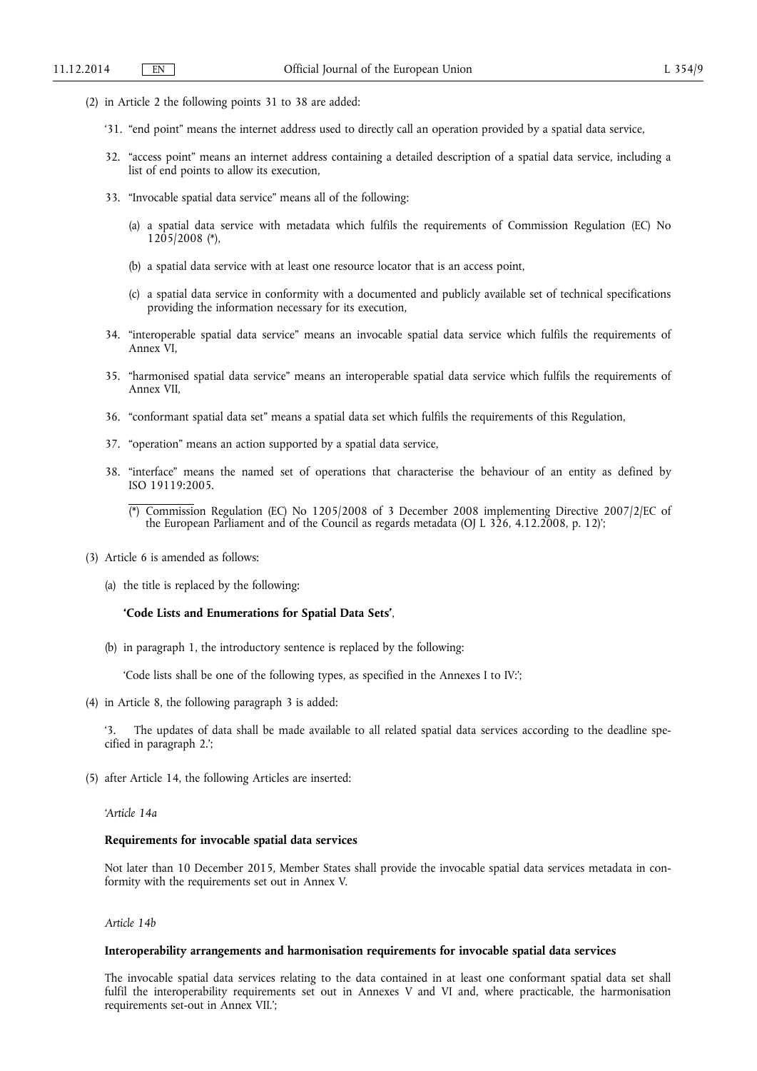(2) in Article 2 the following points 31 to 38 are added:

'31. "end point" means the internet address used to directly call an operation provided by a spatial data service,

32. "access point" means an internet address containing a detailed description of a spatial data service, including a list of end points to allow its execution,

33. "Invocable spatial data service" means all of the following:

(a) a spatial data service with metadata which fulfils the requirements of Commission Regulation (EC) No 1205/2008 (*),

(b) a spatial data service with at least one resource locator that is an access point,

(c) a spatial data service in conformity with a documented and publicly available set of technical specifications providing the information necessary for its execution,

34. "interoperable spatial data service" means an invocable spatial data service which fulfils the requirements of Annex VI,

35. "harmonised spatial data service" means an interoperable spatial data service which fulfils the requirements of Annex VII,

36. "conformant spatial data set" means a spatial data set which fulfils the requirements of this Regulation,

37. "operation" means an action supported by a spatial data service,

38. "interface" means the named set of operations that characterise the behaviour of an entity as defined by ISO 19119:2005.

(*) Commission Regulation (EC) No 1205/2008 of 3 December 2008 implementing Directive 2007/2/EC of the European Parliament and of the Council as regards metadata (OJ L 326, 4.12.2008, p. 12)';

(3) Article 6 is amended as follows:

(a) the title is replaced by the following:

**'Code Lists and Enumerations for Spatial Data Sets'**,

(b) in paragraph 1, the introductory sentence is replaced by the following:

'Code lists shall be one of the following types, as specified in the Annexes I to IV:';

(4) in Article 8, the following paragraph 3 is added:

'3. The updates of data shall be made available to all related spatial data services according to the deadline specified in paragraph 2.';

(5) after Article 14, the following Articles are inserted:

'*Article 14a*

**Requirements for invocable spatial data services**

Not later than 10 December 2015, Member States shall provide the invocable spatial data services metadata in conformity with the requirements set out in Annex V.

*Article 14b*

**Interoperability arrangements and harmonisation requirements for invocable spatial data services**

The invocable spatial data services relating to the data contained in at least one conformant spatial data set shall fulfil the interoperability requirements set out in Annexes V and VI and, where practicable, the harmonisation requirements set-out in Annex VII.';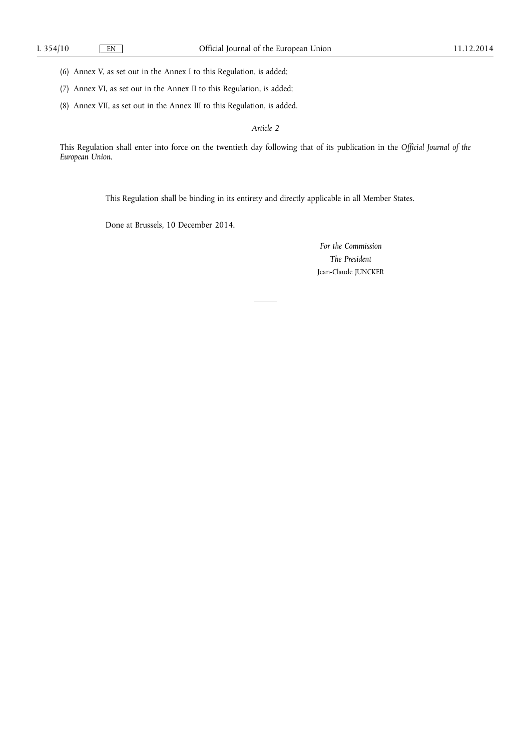(6) Annex V, as set out in the Annex I to this Regulation, is added;

(7) Annex VI, as set out in the Annex II to this Regulation, is added;

(8) Annex VII, as set out in the Annex III to this Regulation, is added.

*Article 2*

This Regulation shall enter into force on the twentieth day following that of its publication in the *Official Journal of the European Union*.

This Regulation shall be binding in its entirety and directly applicable in all Member States.

Done at Brussels, 10 December 2014.

*For the Commission*

*The President*

Jean-Claude JUNCKER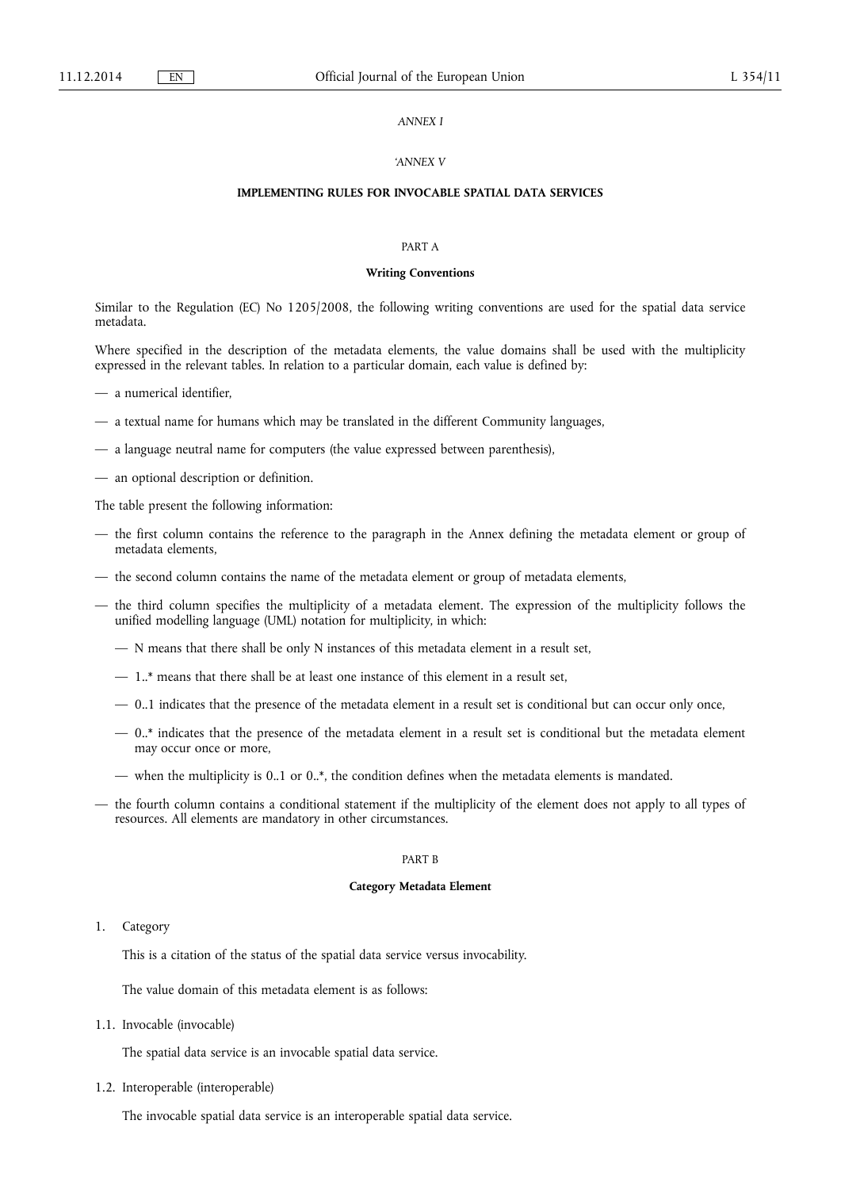*ANNEX I*

*'ANNEX V*

**IMPLEMENTING RULES FOR INVOCABLE SPATIAL DATA SERVICES**

PART A

**Writing Conventions**

Similar to the Regulation (EC) No 1205/2008, the following writing conventions are used for the spatial data service metadata.

Where specified in the description of the metadata elements, the value domains shall be used with the multiplicity expressed in the relevant tables. In relation to a particular domain, each value is defined by:

— a numerical identifier,

— a textual name for humans which may be translated in the different Community languages,

— a language neutral name for computers (the value expressed between parenthesis),

— an optional description or definition.

The table present the following information:

— the first column contains the reference to the paragraph in the Annex defining the metadata element or group of metadata elements,

— the second column contains the name of the metadata element or group of metadata elements,

— the third column specifies the multiplicity of a metadata element. The expression of the multiplicity follows the unified modelling language (UML) notation for multiplicity, in which:

  — N means that there shall be only N instances of this metadata element in a result set,

  — 1..* means that there shall be at least one instance of this element in a result set,

  — 0..1 indicates that the presence of the metadata element in a result set is conditional but can occur only once,

  — 0..* indicates that the presence of the metadata element in a result set is conditional but the metadata element may occur once or more,

  — when the multiplicity is 0..1 or 0..*, the condition defines when the metadata elements is mandated.

— the fourth column contains a conditional statement if the multiplicity of the element does not apply to all types of resources. All elements are mandatory in other circumstances.

PART B

**Category Metadata Element**

1. Category

   This is a citation of the status of the spatial data service versus invocability.

   The value domain of this metadata element is as follows:

1.1. Invocable (invocable)

   The spatial data service is an invocable spatial data service.

1.2. Interoperable (interoperable)

   The invocable spatial data service is an interoperable spatial data service.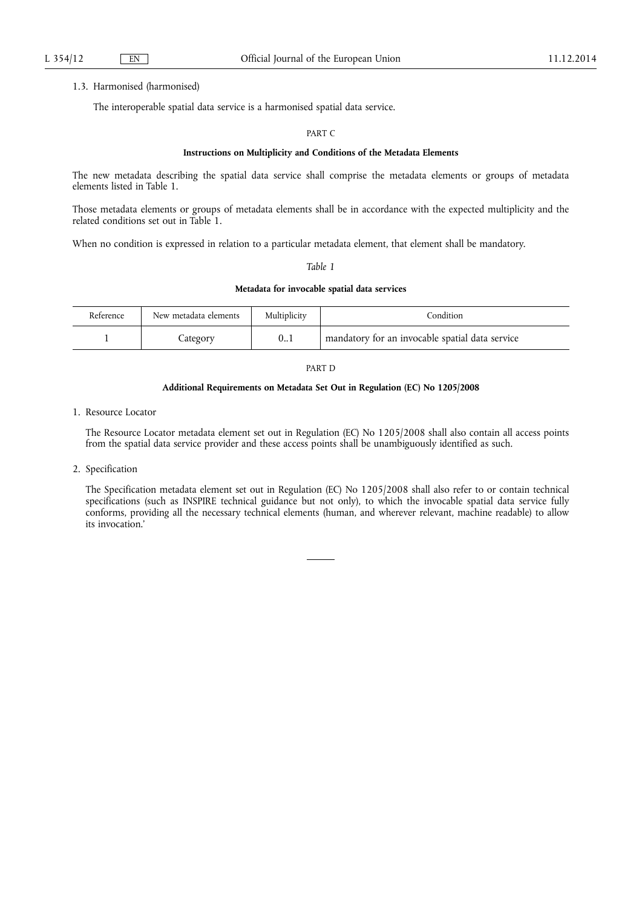1.3. Harmonised (harmonised)

The interoperable spatial data service is a harmonised spatial data service.

PART C

**Instructions on Multiplicity and Conditions of the Metadata Elements**

The new metadata describing the spatial data service shall comprise the metadata elements or groups of metadata elements listed in Table 1.

Those metadata elements or groups of metadata elements shall be in accordance with the expected multiplicity and the related conditions set out in Table 1.

When no condition is expressed in relation to a particular metadata element, that element shall be mandatory.

*Table 1*

**Metadata for invocable spatial data services**

| Reference | New metadata elements | Multiplicity | Condition |
|---|---|---|---|
| 1 | Category | 0..1 | mandatory for an invocable spatial data service |

PART D

**Additional Requirements on Metadata Set Out in Regulation (EC) No 1205/2008**

1. Resource Locator

   The Resource Locator metadata element set out in Regulation (EC) No 1205/2008 shall also contain all access points from the spatial data service provider and these access points shall be unambiguously identified as such.

2. Specification

   The Specification metadata element set out in Regulation (EC) No 1205/2008 shall also refer to or contain technical specifications (such as INSPIRE technical guidance but not only), to which the invocable spatial data service fully conforms, providing all the necessary technical elements (human, and wherever relevant, machine readable) to allow its invocation.'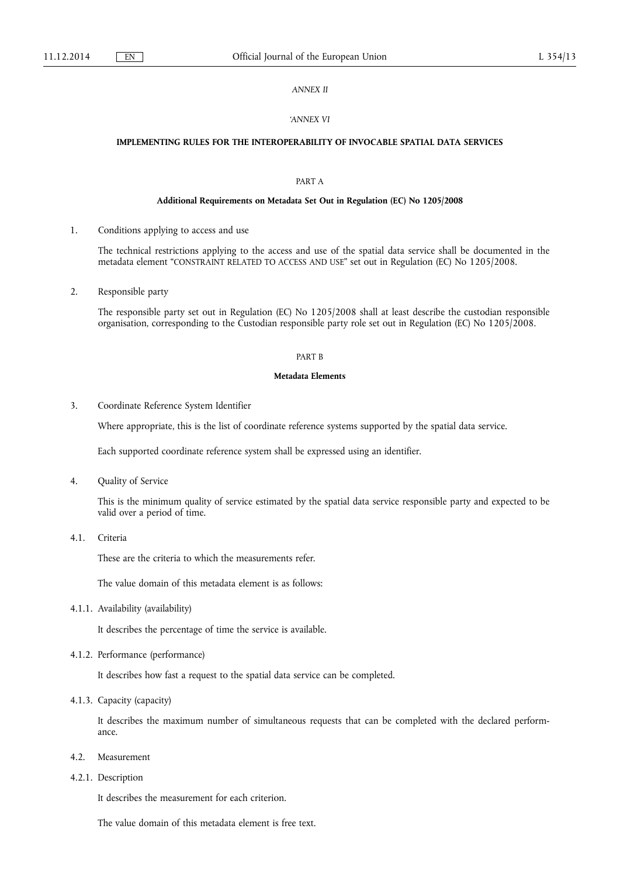*ANNEX II*

*'ANNEX VI*

**IMPLEMENTING RULES FOR THE INTEROPERABILITY OF INVOCABLE SPATIAL DATA SERVICES**

PART A

**Additional Requirements on Metadata Set Out in Regulation (EC) No 1205/2008**

1. Conditions applying to access and use

The technical restrictions applying to the access and use of the spatial data service shall be documented in the metadata element "CONSTRAINT RELATED TO ACCESS AND USE" set out in Regulation (EC) No 1205/2008.

2. Responsible party

The responsible party set out in Regulation (EC) No 1205/2008 shall at least describe the custodian responsible organisation, corresponding to the Custodian responsible party role set out in Regulation (EC) No 1205/2008.

PART B

**Metadata Elements**

3. Coordinate Reference System Identifier

Where appropriate, this is the list of coordinate reference systems supported by the spatial data service.

Each supported coordinate reference system shall be expressed using an identifier.

4. Quality of Service

This is the minimum quality of service estimated by the spatial data service responsible party and expected to be valid over a period of time.

4.1. Criteria

These are the criteria to which the measurements refer.

The value domain of this metadata element is as follows:

4.1.1. Availability (availability)

It describes the percentage of time the service is available.

4.1.2. Performance (performance)

It describes how fast a request to the spatial data service can be completed.

4.1.3. Capacity (capacity)

It describes the maximum number of simultaneous requests that can be completed with the declared performance.

4.2. Measurement

4.2.1. Description

It describes the measurement for each criterion.

The value domain of this metadata element is free text.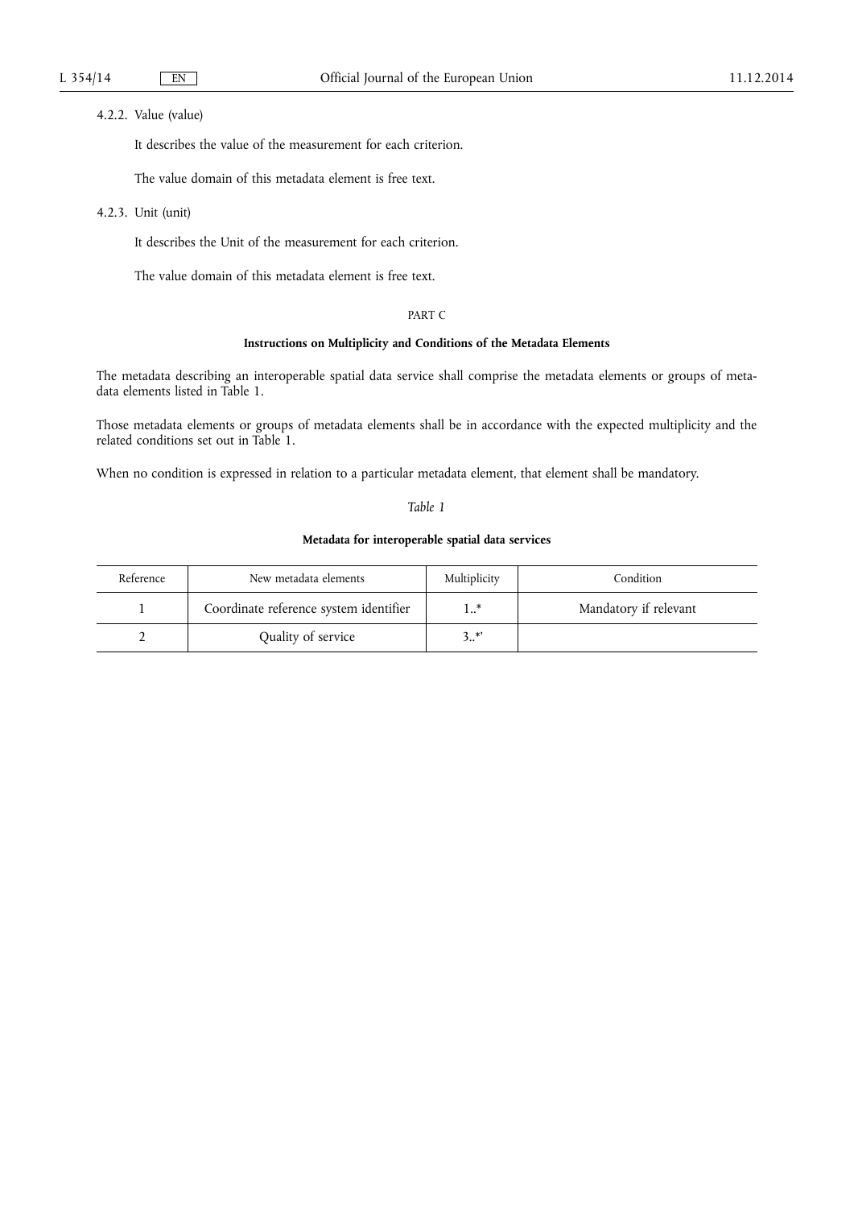4.2.2. Value (value)

It describes the value of the measurement for each criterion.

The value domain of this metadata element is free text.

4.2.3. Unit (unit)

It describes the Unit of the measurement for each criterion.

The value domain of this metadata element is free text.

PART C

**Instructions on Multiplicity and Conditions of the Metadata Elements**

The metadata describing an interoperable spatial data service shall comprise the metadata elements or groups of metadata elements listed in Table 1.

Those metadata elements or groups of metadata elements shall be in accordance with the expected multiplicity and the related conditions set out in Table 1.

When no condition is expressed in relation to a particular metadata element, that element shall be mandatory.

*Table 1*

**Metadata for interoperable spatial data services**

| Reference | New metadata elements | Multiplicity | Condition |
|---|---|---|---|
| 1 | Coordinate reference system identifier | 1..* | Mandatory if relevant |
| 2 | Quality of service | 3..*' | |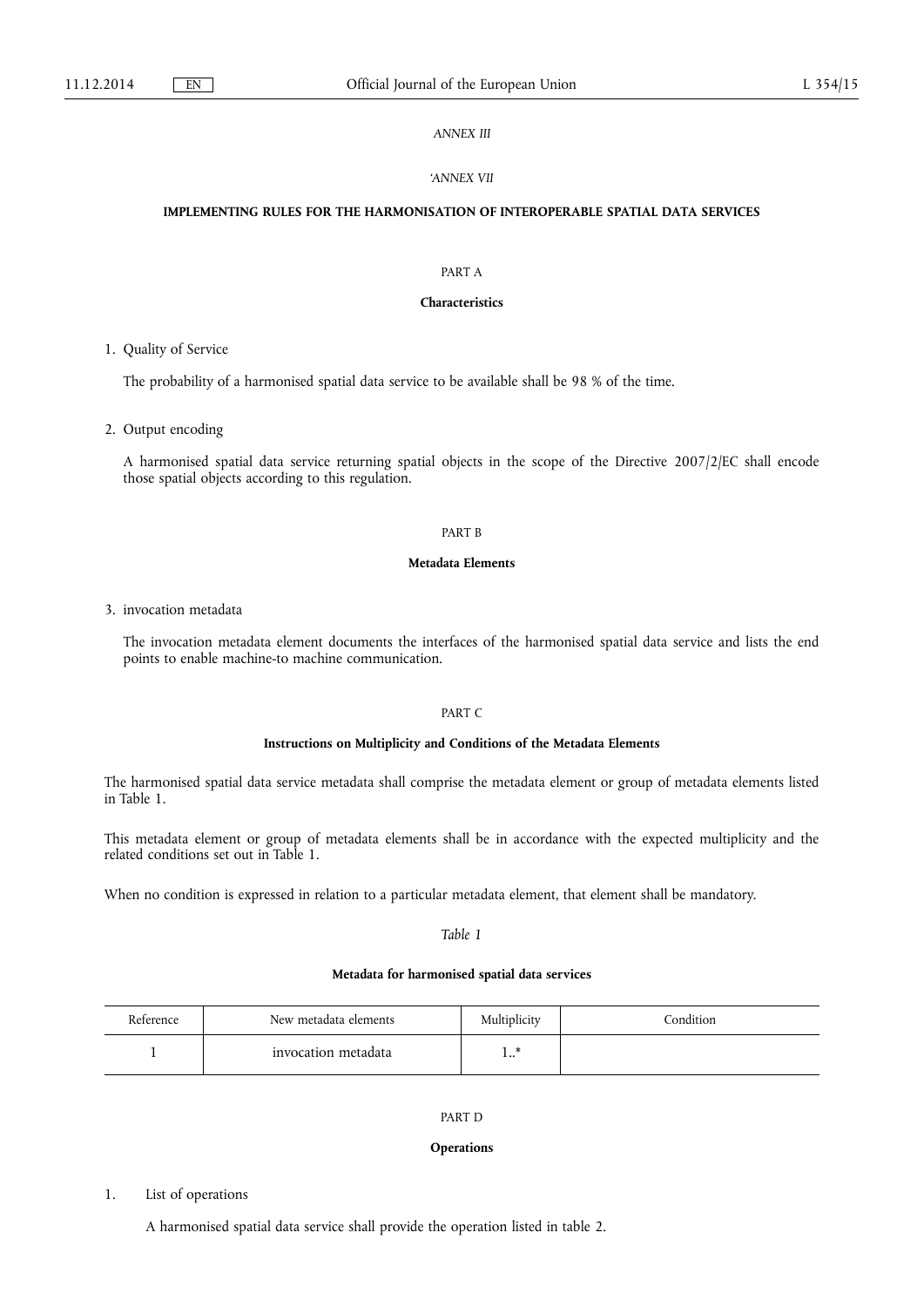*ANNEX III*

*'ANNEX VII*

**IMPLEMENTING RULES FOR THE HARMONISATION OF INTEROPERABLE SPATIAL DATA SERVICES**

PART A

**Characteristics**

1. Quality of Service

   The probability of a harmonised spatial data service to be available shall be 98 % of the time.

2. Output encoding

   A harmonised spatial data service returning spatial objects in the scope of the Directive 2007/2/EC shall encode those spatial objects according to this regulation.

PART B

**Metadata Elements**

3. invocation metadata

   The invocation metadata element documents the interfaces of the harmonised spatial data service and lists the end points to enable machine-to machine communication.

PART C

**Instructions on Multiplicity and Conditions of the Metadata Elements**

The harmonised spatial data service metadata shall comprise the metadata element or group of metadata elements listed in Table 1.

This metadata element or group of metadata elements shall be in accordance with the expected multiplicity and the related conditions set out in Table 1.

When no condition is expressed in relation to a particular metadata element, that element shall be mandatory.

*Table 1*

**Metadata for harmonised spatial data services**

| Reference | New metadata elements | Multiplicity | Condition |
|---|---|---|---|
| 1 | invocation metadata | 1..* | |

PART D

**Operations**

1. List of operations

   A harmonised spatial data service shall provide the operation listed in table 2.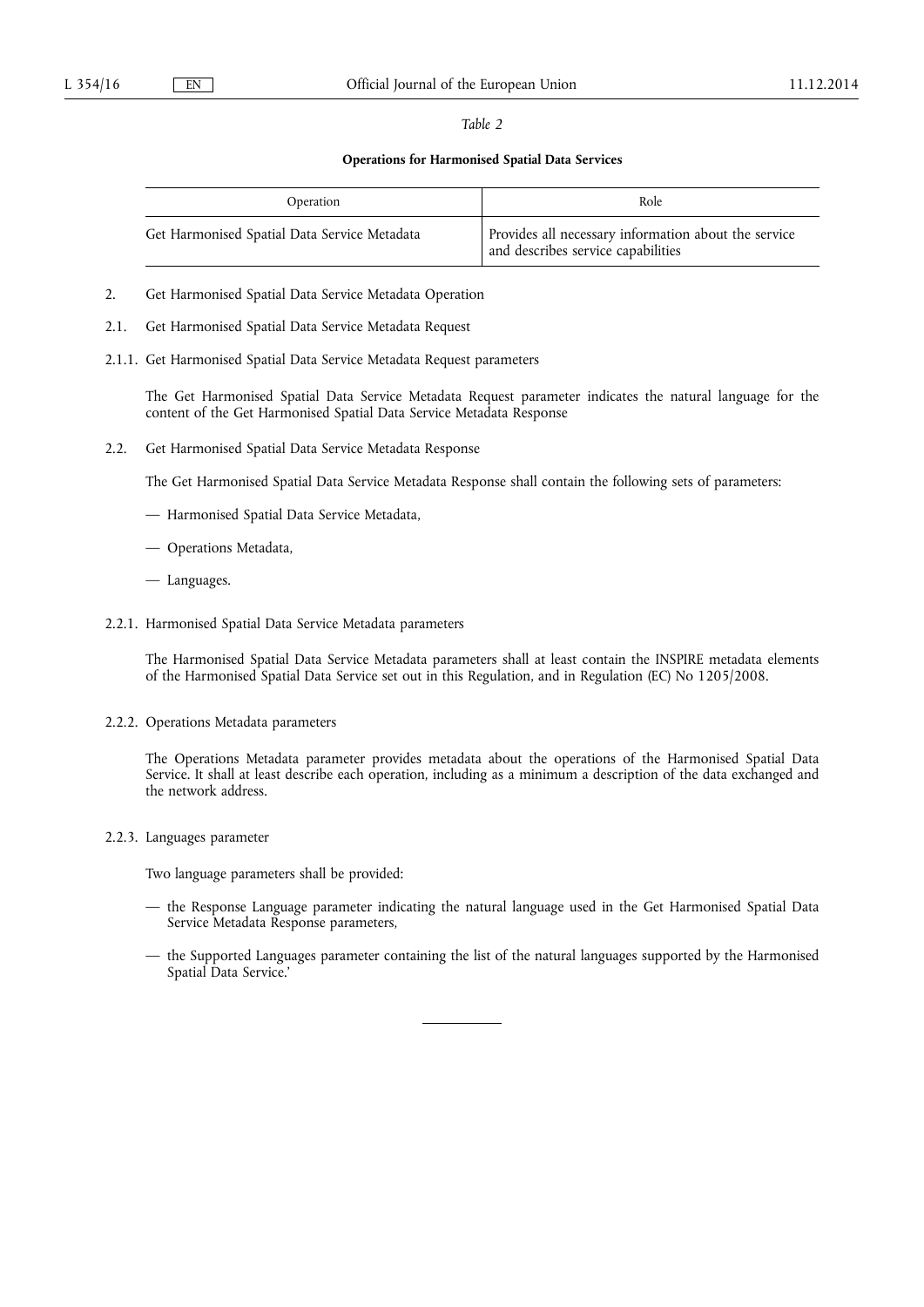*Table 2*

**Operations for Harmonised Spatial Data Services**

| Operation | Role |
|---|---|
| Get Harmonised Spatial Data Service Metadata | Provides all necessary information about the service and describes service capabilities |

2. Get Harmonised Spatial Data Service Metadata Operation

2.1. Get Harmonised Spatial Data Service Metadata Request

2.1.1. Get Harmonised Spatial Data Service Metadata Request parameters

The Get Harmonised Spatial Data Service Metadata Request parameter indicates the natural language for the content of the Get Harmonised Spatial Data Service Metadata Response

2.2. Get Harmonised Spatial Data Service Metadata Response

The Get Harmonised Spatial Data Service Metadata Response shall contain the following sets of parameters:

— Harmonised Spatial Data Service Metadata,

— Operations Metadata,

— Languages.

2.2.1. Harmonised Spatial Data Service Metadata parameters

The Harmonised Spatial Data Service Metadata parameters shall at least contain the INSPIRE metadata elements of the Harmonised Spatial Data Service set out in this Regulation, and in Regulation (EC) No 1205/2008.

2.2.2. Operations Metadata parameters

The Operations Metadata parameter provides metadata about the operations of the Harmonised Spatial Data Service. It shall at least describe each operation, including as a minimum a description of the data exchanged and the network address.

2.2.3. Languages parameter

Two language parameters shall be provided:

— the Response Language parameter indicating the natural language used in the Get Harmonised Spatial Data Service Metadata Response parameters,

— the Supported Languages parameter containing the list of the natural languages supported by the Harmonised Spatial Data Service.'